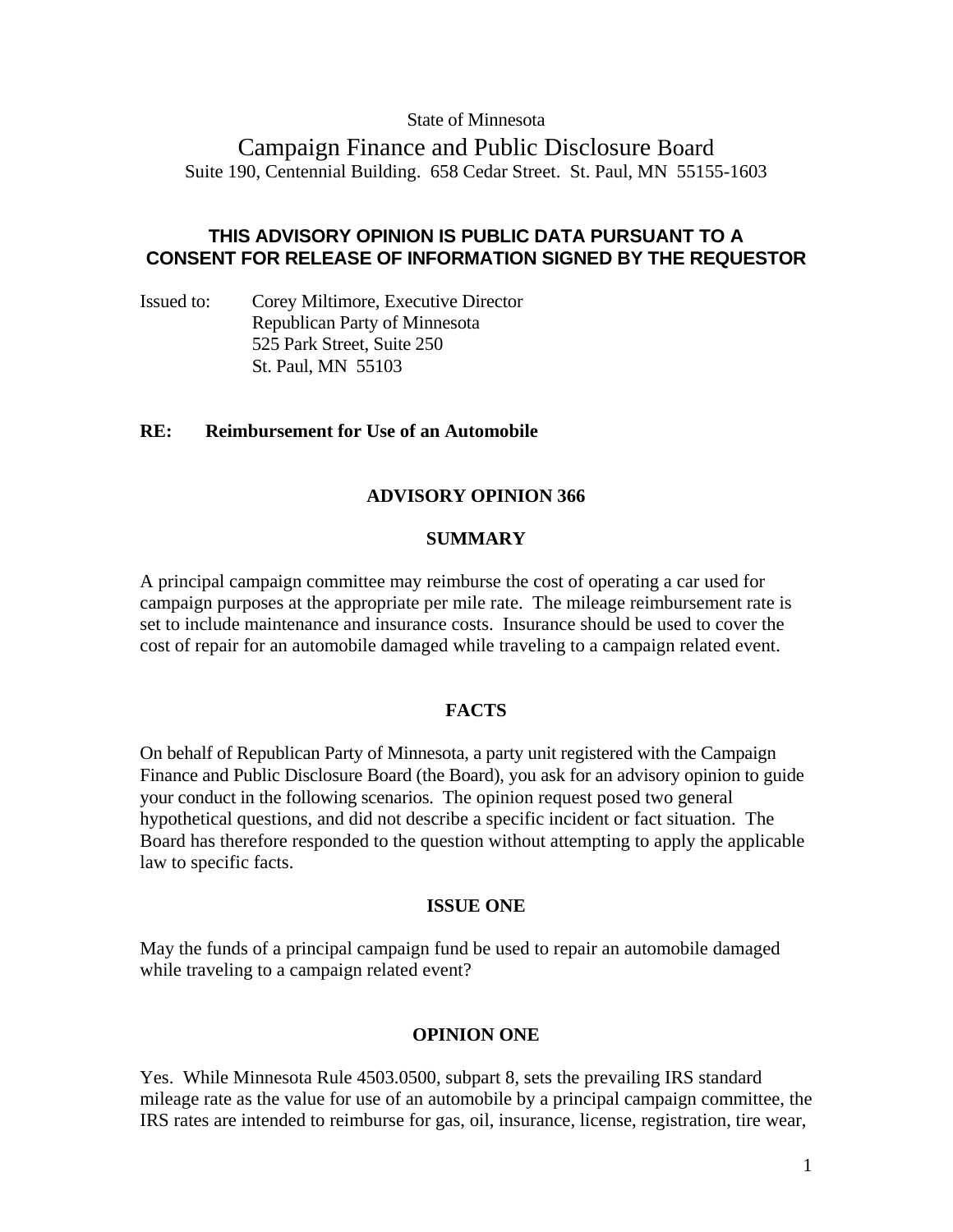State of Minnesota

# Campaign Finance and Public Disclosure Board

Suite 190, Centennial Building. 658 Cedar Street. St. Paul, MN 55155-1603

**THIS ADVISORY OPINION IS PUBLIC DATA PURSUANT TO A CONSENT FOR RELEASE OF INFORMATION SIGNED BY THE REQUESTOR**

Issued to: Corey Miltimore, Executive Director
Republican Party of Minnesota
525 Park Street, Suite 250
St. Paul, MN 55103

**RE: Reimbursement for Use of an Automobile**

## ADVISORY OPINION 366

### SUMMARY

A principal campaign committee may reimburse the cost of operating a car used for campaign purposes at the appropriate per mile rate. The mileage reimbursement rate is set to include maintenance and insurance costs. Insurance should be used to cover the cost of repair for an automobile damaged while traveling to a campaign related event.

### FACTS

On behalf of Republican Party of Minnesota, a party unit registered with the Campaign Finance and Public Disclosure Board (the Board), you ask for an advisory opinion to guide your conduct in the following scenarios. The opinion request posed two general hypothetical questions, and did not describe a specific incident or fact situation. The Board has therefore responded to the question without attempting to apply the applicable law to specific facts.

### ISSUE ONE

May the funds of a principal campaign fund be used to repair an automobile damaged while traveling to a campaign related event?

### OPINION ONE

Yes. While Minnesota Rule 4503.0500, subpart 8, sets the prevailing IRS standard mileage rate as the value for use of an automobile by a principal campaign committee, the IRS rates are intended to reimburse for gas, oil, insurance, license, registration, tire wear,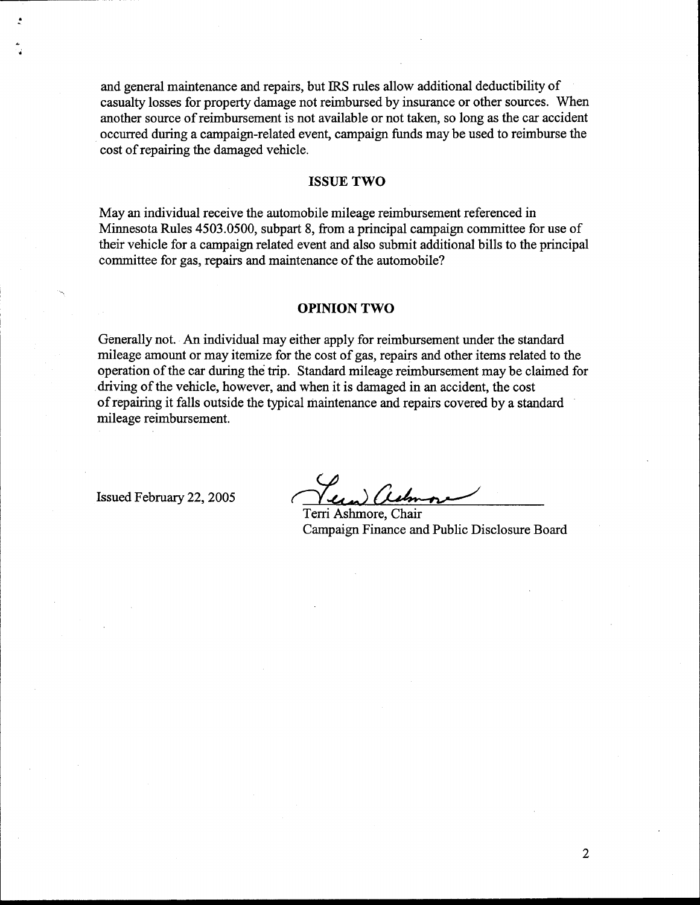and general maintenance and repairs, but IRS rules allow additional deductibility of casualty losses for property damage not reimbursed by insurance or other sources. When another source of reimbursement is not available or not taken, so long as the car accident occurred during a campaign-related event, campaign funds may be used to reimburse the cost of repairing the damaged vehicle.

## ISSUE TWO

May an individual receive the automobile mileage reimbursement referenced in Minnesota Rules 4503.0500, subpart 8, from a principal campaign committee for use of their vehicle for a campaign related event and also submit additional bills to the principal committee for gas, repairs and maintenance of the automobile?

## OPINION TWO

Generally not. An individual may either apply for reimbursement under the standard mileage amount or may itemize for the cost of gas, repairs and other items related to the operation of the car during the trip. Standard mileage reimbursement may be claimed for driving of the vehicle, however, and when it is damaged in an accident, the cost of repairing it falls outside the typical maintenance and repairs covered by a standard mileage reimbursement.

Issued February 22, 2005

Terri Ashmore, Chair
Campaign Finance and Public Disclosure Board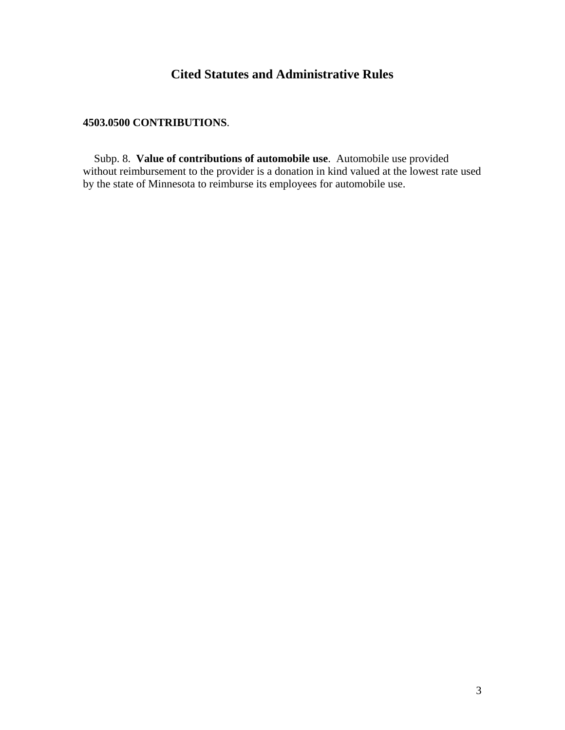# Cited Statutes and Administrative Rules

**4503.0500 CONTRIBUTIONS**.

Subp. 8. **Value of contributions of automobile use**. Automobile use provided without reimbursement to the provider is a donation in kind valued at the lowest rate used by the state of Minnesota to reimburse its employees for automobile use.